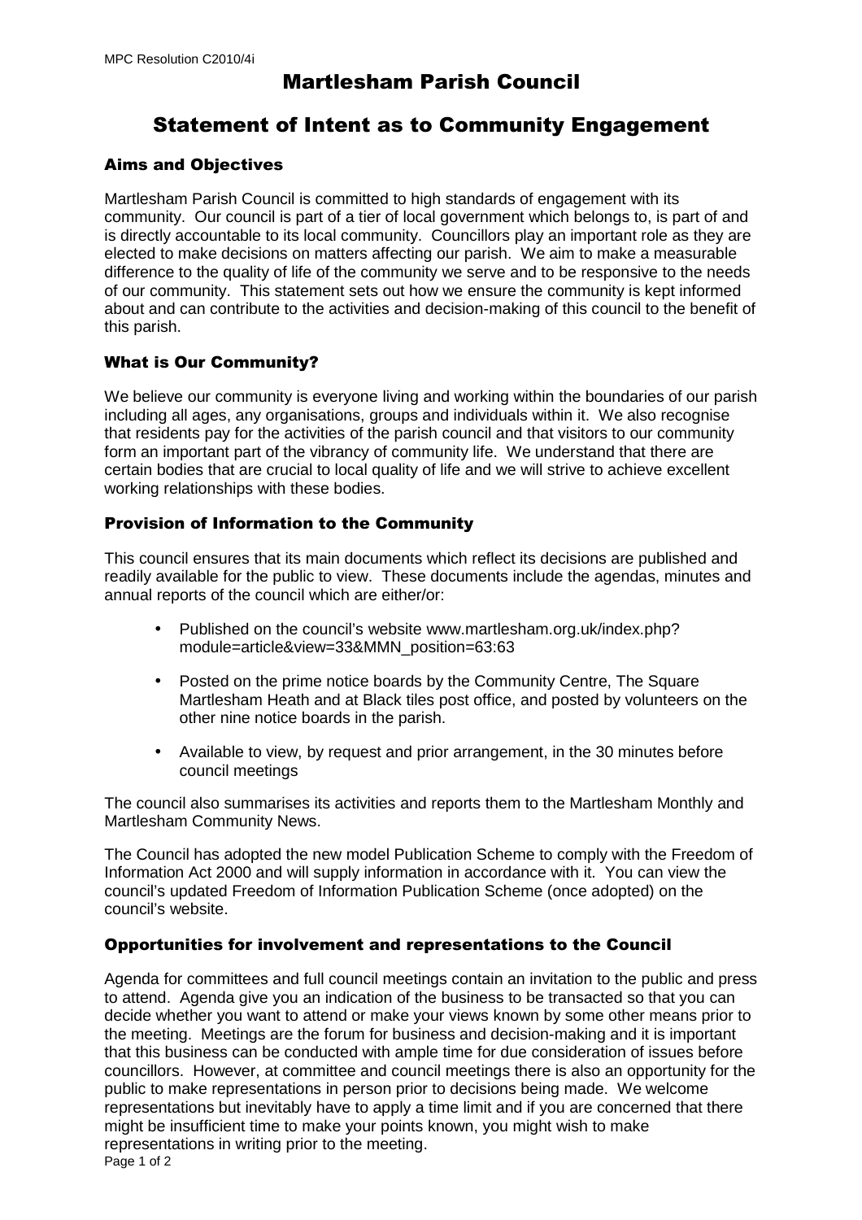# Martlesham Parish Council

## Statement of Intent as to Community Engagement

### Aims and Objectives

Martlesham Parish Council is committed to high standards of engagement with its community. Our council is part of a tier of local government which belongs to, is part of and is directly accountable to its local community. Councillors play an important role as they are elected to make decisions on matters affecting our parish. We aim to make a measurable difference to the quality of life of the community we serve and to be responsive to the needs of our community. This statement sets out how we ensure the community is kept informed about and can contribute to the activities and decision-making of this council to the benefit of this parish.

### What is Our Community?

We believe our community is everyone living and working within the boundaries of our parish including all ages, any organisations, groups and individuals within it. We also recognise that residents pay for the activities of the parish council and that visitors to our community form an important part of the vibrancy of community life. We understand that there are certain bodies that are crucial to local quality of life and we will strive to achieve excellent working relationships with these bodies.

### Provision of Information to the Community

This council ensures that its main documents which reflect its decisions are published and readily available for the public to view. These documents include the agendas, minutes and annual reports of the council which are either/or:

- Published on the council's website www.martlesham.org.uk/index.php?module=article&view=33&MMN_position=63:63
- Posted on the prime notice boards by the Community Centre, The Square Martlesham Heath and at Black tiles post office, and posted by volunteers on the other nine notice boards in the parish.
- Available to view, by request and prior arrangement, in the 30 minutes before council meetings

The council also summarises its activities and reports them to the Martlesham Monthly and Martlesham Community News.

The Council has adopted the new model Publication Scheme to comply with the Freedom of Information Act 2000 and will supply information in accordance with it. You can view the council's updated Freedom of Information Publication Scheme (once adopted) on the council's website.

### Opportunities for involvement and representations to the Council

Agenda for committees and full council meetings contain an invitation to the public and press to attend. Agenda give you an indication of the business to be transacted so that you can decide whether you want to attend or make your views known by some other means prior to the meeting. Meetings are the forum for business and decision-making and it is important that this business can be conducted with ample time for due consideration of issues before councillors. However, at committee and council meetings there is also an opportunity for the public to make representations in person prior to decisions being made. We welcome representations but inevitably have to apply a time limit and if you are concerned that there might be insufficient time to make your points known, you might wish to make representations in writing prior to the meeting.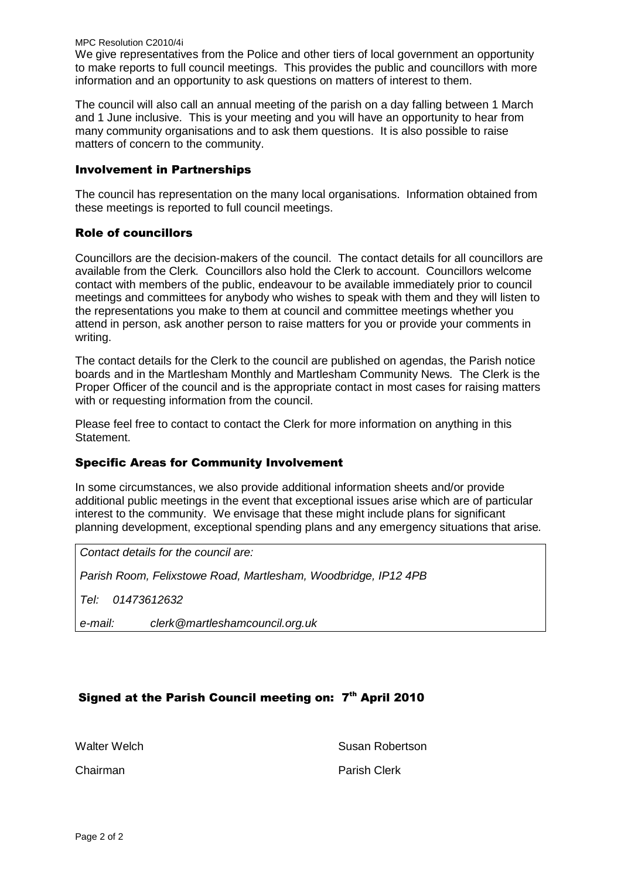MPC Resolution C2010/4i

We give representatives from the Police and other tiers of local government an opportunity to make reports to full council meetings. This provides the public and councillors with more information and an opportunity to ask questions on matters of interest to them.

The council will also call an annual meeting of the parish on a day falling between 1 March and 1 June inclusive. This is your meeting and you will have an opportunity to hear from many community organisations and to ask them questions. It is also possible to raise matters of concern to the community.

## Involvement in Partnerships

The council has representation on the many local organisations. Information obtained from these meetings is reported to full council meetings.

## Role of councillors

Councillors are the decision-makers of the council. The contact details for all councillors are available from the Clerk. Councillors also hold the Clerk to account. Councillors welcome contact with members of the public, endeavour to be available immediately prior to council meetings and committees for anybody who wishes to speak with them and they will listen to the representations you make to them at council and committee meetings whether you attend in person, ask another person to raise matters for you or provide your comments in writing.

The contact details for the Clerk to the council are published on agendas, the Parish notice boards and in the Martlesham Monthly and Martlesham Community News. The Clerk is the Proper Officer of the council and is the appropriate contact in most cases for raising matters with or requesting information from the council.

Please feel free to contact to contact the Clerk for more information on anything in this Statement.

## Specific Areas for Community Involvement

In some circumstances, we also provide additional information sheets and/or provide additional public meetings in the event that exceptional issues arise which are of particular interest to the community. We envisage that these might include plans for significant planning development, exceptional spending plans and any emergency situations that arise.

*Contact details for the council are:*

*Parish Room, Felixstowe Road, Martlesham, Woodbridge, IP12 4PB*

*Tel: 01473612632*

*e-mail: clerk@martleshamcouncil.org.uk*

## Signed at the Parish Council meeting on: 7th April 2010

Walter Welch
Chairman

Susan Robertson
Parish Clerk